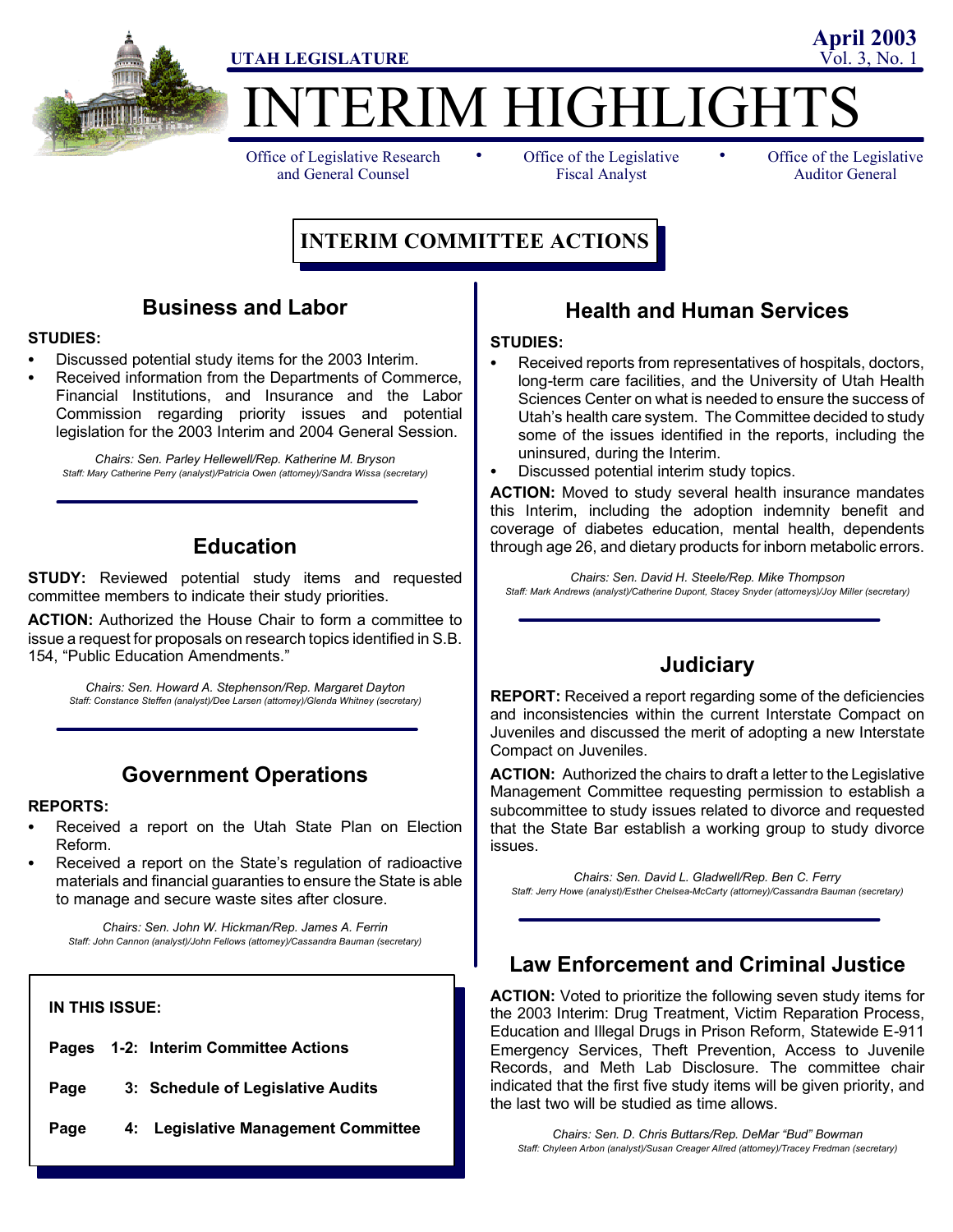UTAH LEGISLATURE

April 2003
Vol. 3, No. 1

# INTERIM HIGHLIGHTS

Office of Legislative Research and General Counsel • Office of the Legislative Fiscal Analyst • Office of the Legislative Auditor General

## INTERIM COMMITTEE ACTIONS

### Business and Labor

**STUDIES:**

- Discussed potential study items for the 2003 Interim.
- Received information from the Departments of Commerce, Financial Institutions, and Insurance and the Labor Commission regarding priority issues and potential legislation for the 2003 Interim and 2004 General Session.

*Chairs: Sen. Parley Hellewell/Rep. Katherine M. Bryson*
*Staff: Mary Catherine Perry (analyst)/Patricia Owen (attorney)/Sandra Wissa (secretary)*

### Education

**STUDY:** Reviewed potential study items and requested committee members to indicate their study priorities.

**ACTION:** Authorized the House Chair to form a committee to issue a request for proposals on research topics identified in S.B. 154, "Public Education Amendments."

*Chairs: Sen. Howard A. Stephenson/Rep. Margaret Dayton*
*Staff: Constance Steffen (analyst)/Dee Larsen (attorney)/Glenda Whitney (secretary)*

### Government Operations

**REPORTS:**

- Received a report on the Utah State Plan on Election Reform.
- Received a report on the State's regulation of radioactive materials and financial guaranties to ensure the State is able to manage and secure waste sites after closure.

*Chairs: Sen. John W. Hickman/Rep. James A. Ferrin*
*Staff: John Cannon (analyst)/John Fellows (attorney)/Cassandra Bauman (secretary)*

**IN THIS ISSUE:**

**Pages 1-2: Interim Committee Actions**

**Page 3: Schedule of Legislative Audits**

**Page 4: Legislative Management Committee**

### Health and Human Services

**STUDIES:**

- Received reports from representatives of hospitals, doctors, long-term care facilities, and the University of Utah Health Sciences Center on what is needed to ensure the success of Utah's health care system. The Committee decided to study some of the issues identified in the reports, including the uninsured, during the Interim.
- Discussed potential interim study topics.

**ACTION:** Moved to study several health insurance mandates this Interim, including the adoption indemnity benefit and coverage of diabetes education, mental health, dependents through age 26, and dietary products for inborn metabolic errors.

*Chairs: Sen. David H. Steele/Rep. Mike Thompson*
*Staff: Mark Andrews (analyst)/Catherine Dupont, Stacey Snyder (attorneys)/Joy Miller (secretary)*

### Judiciary

**REPORT:** Received a report regarding some of the deficiencies and inconsistencies within the current Interstate Compact on Juveniles and discussed the merit of adopting a new Interstate Compact on Juveniles.

**ACTION:** Authorized the chairs to draft a letter to the Legislative Management Committee requesting permission to establish a subcommittee to study issues related to divorce and requested that the State Bar establish a working group to study divorce issues.

*Chairs: Sen. David L. Gladwell/Rep. Ben C. Ferry*
*Staff: Jerry Howe (analyst)/Esther Chelsea-McCarty (attorney)/Cassandra Bauman (secretary)*

### Law Enforcement and Criminal Justice

**ACTION:** Voted to prioritize the following seven study items for the 2003 Interim: Drug Treatment, Victim Reparation Process, Education and Illegal Drugs in Prison Reform, Statewide E-911 Emergency Services, Theft Prevention, Access to Juvenile Records, and Meth Lab Disclosure. The committee chair indicated that the first five study items will be given priority, and the last two will be studied as time allows.

*Chairs: Sen. D. Chris Buttars/Rep. DeMar "Bud" Bowman*
*Staff: Chyleen Arbon (analyst)/Susan Creager Allred (attorney)/Tracey Fredman (secretary)*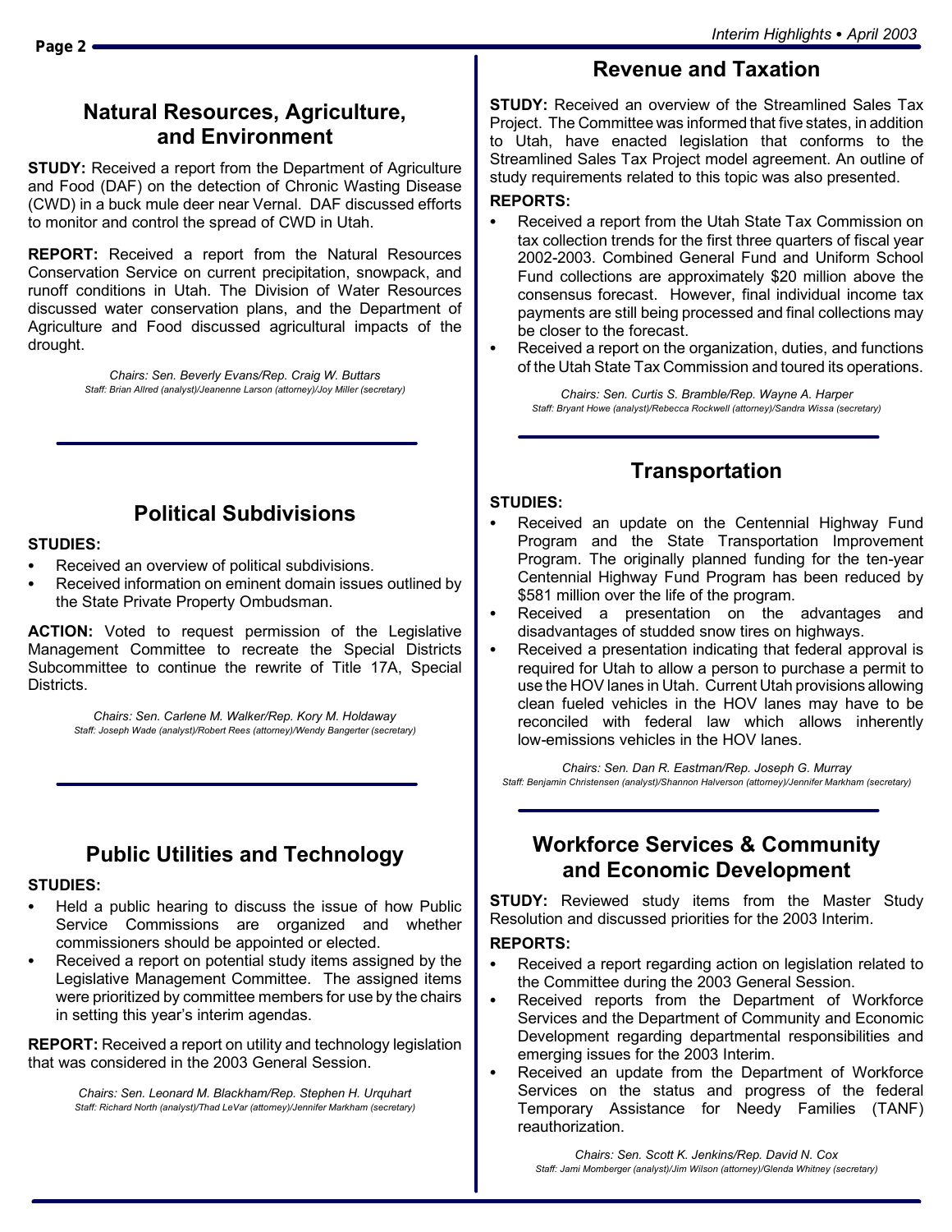## Natural Resources, Agriculture, and Environment

**STUDY:** Received a report from the Department of Agriculture and Food (DAF) on the detection of Chronic Wasting Disease (CWD) in a buck mule deer near Vernal. DAF discussed efforts to monitor and control the spread of CWD in Utah.

**REPORT:** Received a report from the Natural Resources Conservation Service on current precipitation, snowpack, and runoff conditions in Utah. The Division of Water Resources discussed water conservation plans, and the Department of Agriculture and Food discussed agricultural impacts of the drought.

*Chairs: Sen. Beverly Evans/Rep. Craig W. Buttars*
*Staff: Brian Allred (analyst)/Jeanenne Larson (attorney)/Joy Miller (secretary)*

## Political Subdivisions

**STUDIES:**

- Received an overview of political subdivisions.
- Received information on eminent domain issues outlined by the State Private Property Ombudsman.

**ACTION:** Voted to request permission of the Legislative Management Committee to recreate the Special Districts Subcommittee to continue the rewrite of Title 17A, Special Districts.

*Chairs: Sen. Carlene M. Walker/Rep. Kory M. Holdaway*
*Staff: Joseph Wade (analyst)/Robert Rees (attorney)/Wendy Bangerter (secretary)*

## Public Utilities and Technology

**STUDIES:**

- Held a public hearing to discuss the issue of how Public Service Commissions are organized and whether commissioners should be appointed or elected.
- Received a report on potential study items assigned by the Legislative Management Committee. The assigned items were prioritized by committee members for use by the chairs in setting this year's interim agendas.

**REPORT:** Received a report on utility and technology legislation that was considered in the 2003 General Session.

*Chairs: Sen. Leonard M. Blackham/Rep. Stephen H. Urquhart*
*Staff: Richard North (analyst)/Thad LeVar (attorney)/Jennifer Markham (secretary)*

## Revenue and Taxation

**STUDY:** Received an overview of the Streamlined Sales Tax Project. The Committee was informed that five states, in addition to Utah, have enacted legislation that conforms to the Streamlined Sales Tax Project model agreement. An outline of study requirements related to this topic was also presented.

**REPORTS:**

- Received a report from the Utah State Tax Commission on tax collection trends for the first three quarters of fiscal year 2002-2003. Combined General Fund and Uniform School Fund collections are approximately $20 million above the consensus forecast. However, final individual income tax payments are still being processed and final collections may be closer to the forecast.
- Received a report on the organization, duties, and functions of the Utah State Tax Commission and toured its operations.

*Chairs: Sen. Curtis S. Bramble/Rep. Wayne A. Harper*
*Staff: Bryant Howe (analyst)/Rebecca Rockwell (attorney)/Sandra Wissa (secretary)*

## Transportation

**STUDIES:**

- Received an update on the Centennial Highway Fund Program and the State Transportation Improvement Program. The originally planned funding for the ten-year Centennial Highway Fund Program has been reduced by $581 million over the life of the program.
- Received a presentation on the advantages and disadvantages of studded snow tires on highways.
- Received a presentation indicating that federal approval is required for Utah to allow a person to purchase a permit to use the HOV lanes in Utah. Current Utah provisions allowing clean fueled vehicles in the HOV lanes may have to be reconciled with federal law which allows inherently low-emissions vehicles in the HOV lanes.

*Chairs: Sen. Dan R. Eastman/Rep. Joseph G. Murray*
*Staff: Benjamin Christensen (analyst)/Shannon Halverson (attorney)/Jennifer Markham (secretary)*

## Workforce Services & Community and Economic Development

**STUDY:** Reviewed study items from the Master Study Resolution and discussed priorities for the 2003 Interim.

**REPORTS:**

- Received a report regarding action on legislation related to the Committee during the 2003 General Session.
- Received reports from the Department of Workforce Services and the Department of Community and Economic Development regarding departmental responsibilities and emerging issues for the 2003 Interim.
- Received an update from the Department of Workforce Services on the status and progress of the federal Temporary Assistance for Needy Families (TANF) reauthorization.

*Chairs: Sen. Scott K. Jenkins/Rep. David N. Cox*
*Staff: Jami Momberger (analyst)/Jim Wilson (attorney)/Glenda Whitney (secretary)*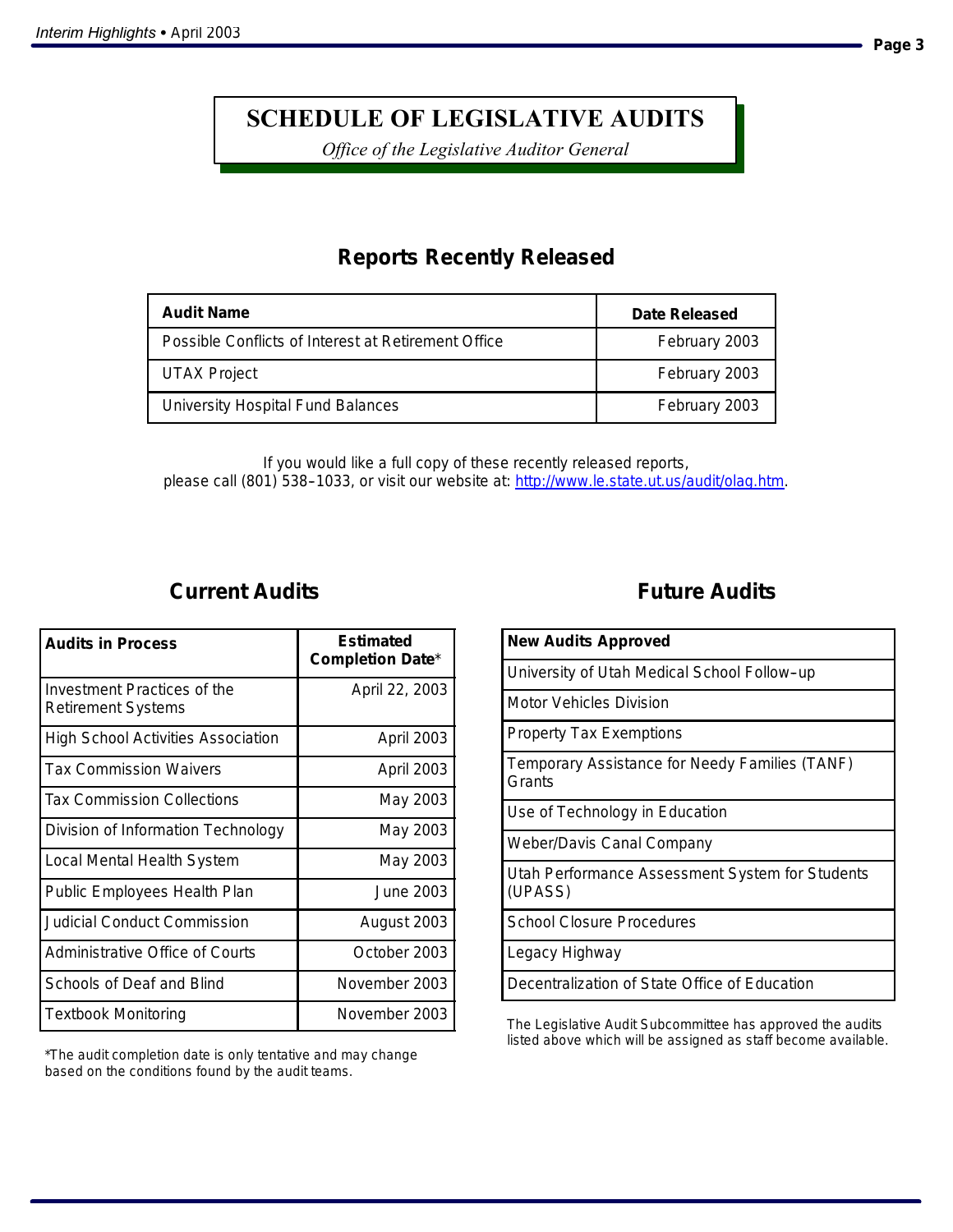# SCHEDULE OF LEGISLATIVE AUDITS

*Office of the Legislative Auditor General*

## Reports Recently Released

| Audit Name | Date Released |
|---|---|
| Possible Conflicts of Interest at Retirement Office | February 2003 |
| UTAX Project | February 2003 |
| University Hospital Fund Balances | February 2003 |

If you would like a full copy of these recently released reports, please call (801) 538–1033, or visit our website at: http://www.le.state.ut.us/audit/olag.htm.

## Current Audits

| Audits in Process | Estimated Completion Date* |
|---|---|
| Investment Practices of the Retirement Systems | April 22, 2003 |
| High School Activities Association | April 2003 |
| Tax Commission Waivers | April 2003 |
| Tax Commission Collections | May 2003 |
| Division of Information Technology | May 2003 |
| Local Mental Health System | May 2003 |
| Public Employees Health Plan | June 2003 |
| Judicial Conduct Commission | August 2003 |
| Administrative Office of Courts | October 2003 |
| Schools of Deaf and Blind | November 2003 |
| Textbook Monitoring | November 2003 |

*The audit completion date is only tentative and may change based on the conditions found by the audit teams.

## Future Audits

| New Audits Approved |
|---|
| University of Utah Medical School Follow–up |
| Motor Vehicles Division |
| Property Tax Exemptions |
| Temporary Assistance for Needy Families (TANF) Grants |
| Use of Technology in Education |
| Weber/Davis Canal Company |
| Utah Performance Assessment System for Students (UPASS) |
| School Closure Procedures |
| Legacy Highway |
| Decentralization of State Office of Education |

The Legislative Audit Subcommittee has approved the audits listed above which will be assigned as staff become available.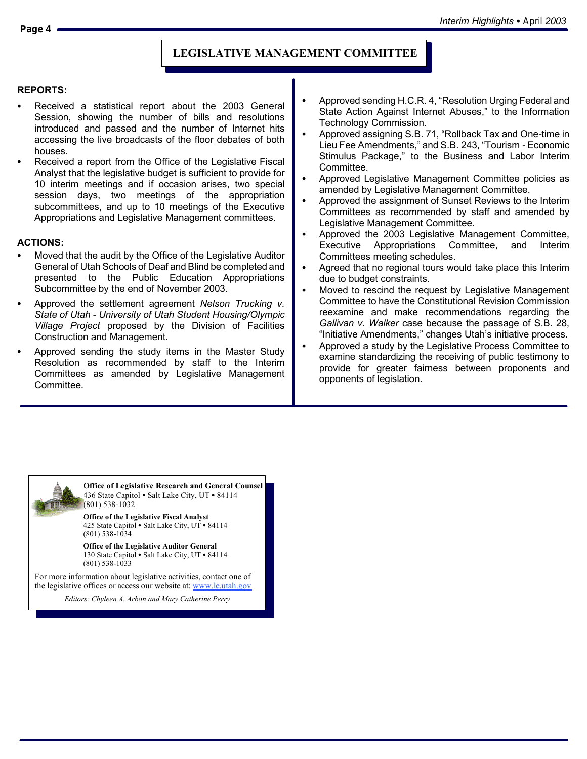## LEGISLATIVE MANAGEMENT COMMITTEE

**REPORTS:**

- Received a statistical report about the 2003 General Session, showing the number of bills and resolutions introduced and passed and the number of Internet hits accessing the live broadcasts of the floor debates of both houses.
- Received a report from the Office of the Legislative Fiscal Analyst that the legislative budget is sufficient to provide for 10 interim meetings and if occasion arises, two special session days, two meetings of the appropriation subcommittees, and up to 10 meetings of the Executive Appropriations and Legislative Management committees.

**ACTIONS:**

- Moved that the audit by the Office of the Legislative Auditor General of Utah Schools of Deaf and Blind be completed and presented to the Public Education Appropriations Subcommittee by the end of November 2003.
- Approved the settlement agreement *Nelson Trucking v. State of Utah - University of Utah Student Housing/Olympic Village Project* proposed by the Division of Facilities Construction and Management.
- Approved sending the study items in the Master Study Resolution as recommended by staff to the Interim Committees as amended by Legislative Management Committee.
- Approved sending H.C.R. 4, "Resolution Urging Federal and State Action Against Internet Abuses," to the Information Technology Commission.
- Approved assigning S.B. 71, "Rollback Tax and One-time in Lieu Fee Amendments," and S.B. 243, "Tourism - Economic Stimulus Package," to the Business and Labor Interim Committee.
- Approved Legislative Management Committee policies as amended by Legislative Management Committee.
- Approved the assignment of Sunset Reviews to the Interim Committees as recommended by staff and amended by Legislative Management Committee.
- Approved the 2003 Legislative Management Committee, Executive Appropriations Committee, and Interim Committees meeting schedules.
- Agreed that no regional tours would take place this Interim due to budget constraints.
- Moved to rescind the request by Legislative Management Committee to have the Constitutional Revision Commission reexamine and make recommendations regarding the *Gallivan v. Walker* case because the passage of S.B. 28, "Initiative Amendments," changes Utah's initiative process.
- Approved a study by the Legislative Process Committee to examine standardizing the receiving of public testimony to provide for greater fairness between proponents and opponents of legislation.

**Office of Legislative Research and General Counsel**
436 State Capitol • Salt Lake City, UT • 84114
(801) 538-1032

**Office of the Legislative Fiscal Analyst**
425 State Capitol • Salt Lake City, UT • 84114
(801) 538-1034

**Office of the Legislative Auditor General**
130 State Capitol • Salt Lake City, UT • 84114
(801) 538-1033

For more information about legislative activities, contact one of the legislative offices or access our website at: www.le.utah.gov

*Editors: Chyleen A. Arbon and Mary Catherine Perry*